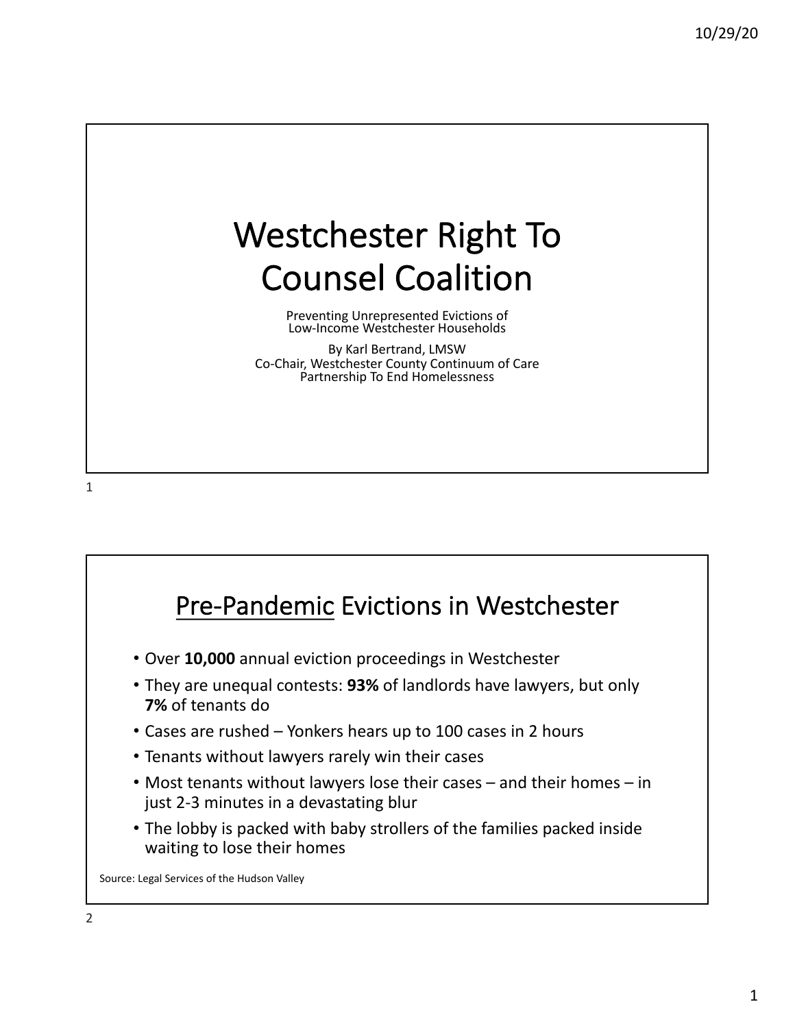# Westchester Right To Counsel Coalition

Preventing Unrepresented Evictions of Low-Income Westchester Households

By Karl Bertrand, LMSW
Co-Chair, Westchester County Continuum of Care
Partnership To End Homelessness

## Pre-Pandemic Evictions in Westchester

- Over **10,000** annual eviction proceedings in Westchester
- They are unequal contests: **93%** of landlords have lawyers, but only **7%** of tenants do
- Cases are rushed – Yonkers hears up to 100 cases in 2 hours
- Tenants without lawyers rarely win their cases
- Most tenants without lawyers lose their cases – and their homes – in just 2-3 minutes in a devastating blur
- The lobby is packed with baby strollers of the families packed inside waiting to lose their homes

Source: Legal Services of the Hudson Valley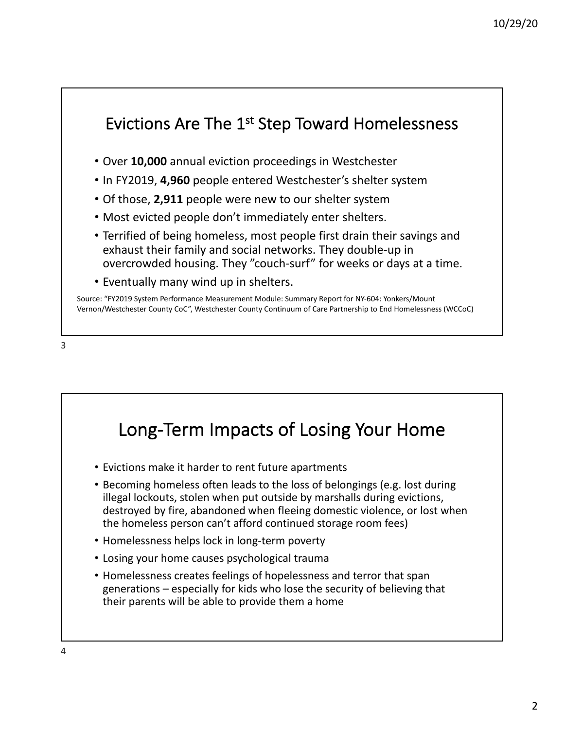## Evictions Are The 1st Step Toward Homelessness

- Over **10,000** annual eviction proceedings in Westchester
- In FY2019, **4,960** people entered Westchester's shelter system
- Of those, **2,911** people were new to our shelter system
- Most evicted people don't immediately enter shelters.
- Terrified of being homeless, most people first drain their savings and exhaust their family and social networks. They double-up in overcrowded housing. They "couch-surf" for weeks or days at a time.
- Eventually many wind up in shelters.

Source: "FY2019 System Performance Measurement Module: Summary Report for NY-604: Yonkers/Mount Vernon/Westchester County CoC", Westchester County Continuum of Care Partnership to End Homelessness (WCCoC)

## Long-Term Impacts of Losing Your Home

- Evictions make it harder to rent future apartments
- Becoming homeless often leads to the loss of belongings (e.g. lost during illegal lockouts, stolen when put outside by marshalls during evictions, destroyed by fire, abandoned when fleeing domestic violence, or lost when the homeless person can't afford continued storage room fees)
- Homelessness helps lock in long-term poverty
- Losing your home causes psychological trauma
- Homelessness creates feelings of hopelessness and terror that span generations – especially for kids who lose the security of believing that their parents will be able to provide them a home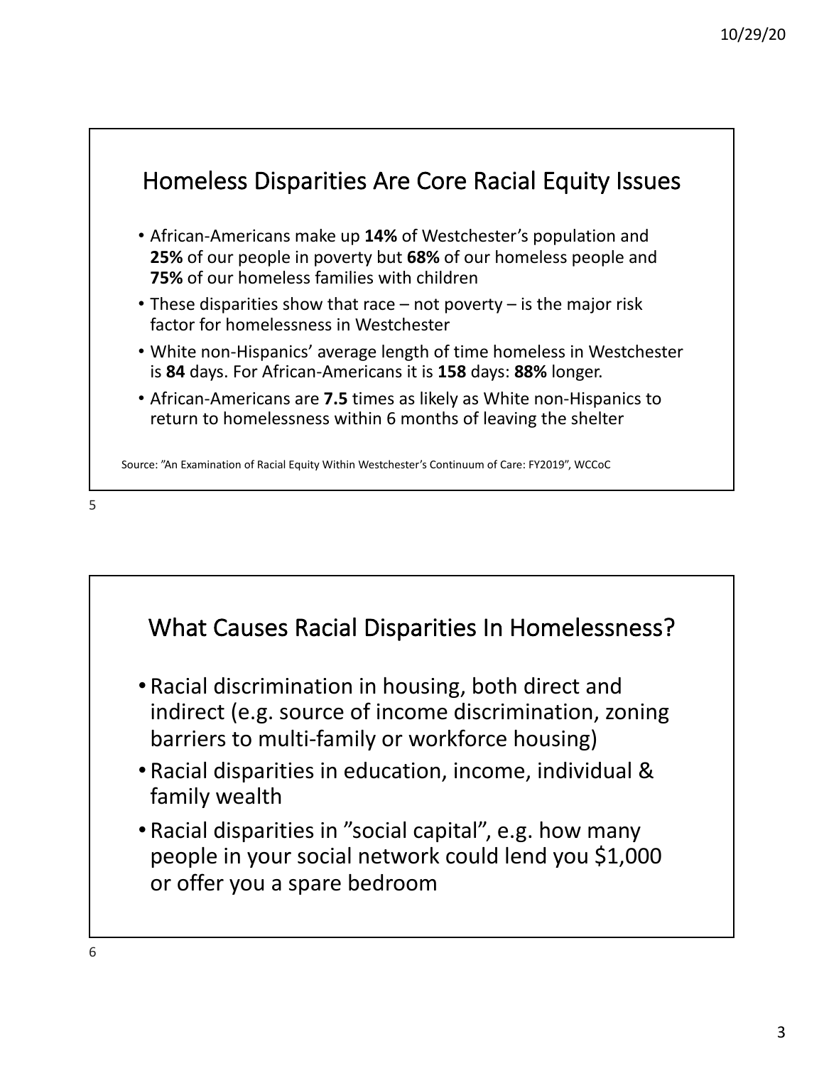## Homeless Disparities Are Core Racial Equity Issues

- African-Americans make up **14%** of Westchester's population and **25%** of our people in poverty but **68%** of our homeless people and **75%** of our homeless families with children
- These disparities show that race – not poverty – is the major risk factor for homelessness in Westchester
- White non-Hispanics' average length of time homeless in Westchester is **84** days. For African-Americans it is **158** days: **88%** longer.
- African-Americans are **7.5** times as likely as White non-Hispanics to return to homelessness within 6 months of leaving the shelter

Source: "An Examination of Racial Equity Within Westchester's Continuum of Care: FY2019", WCCoC

## What Causes Racial Disparities In Homelessness?

- Racial discrimination in housing, both direct and indirect (e.g. source of income discrimination, zoning barriers to multi-family or workforce housing)
- Racial disparities in education, income, individual & family wealth
- Racial disparities in "social capital", e.g. how many people in your social network could lend you $1,000 or offer you a spare bedroom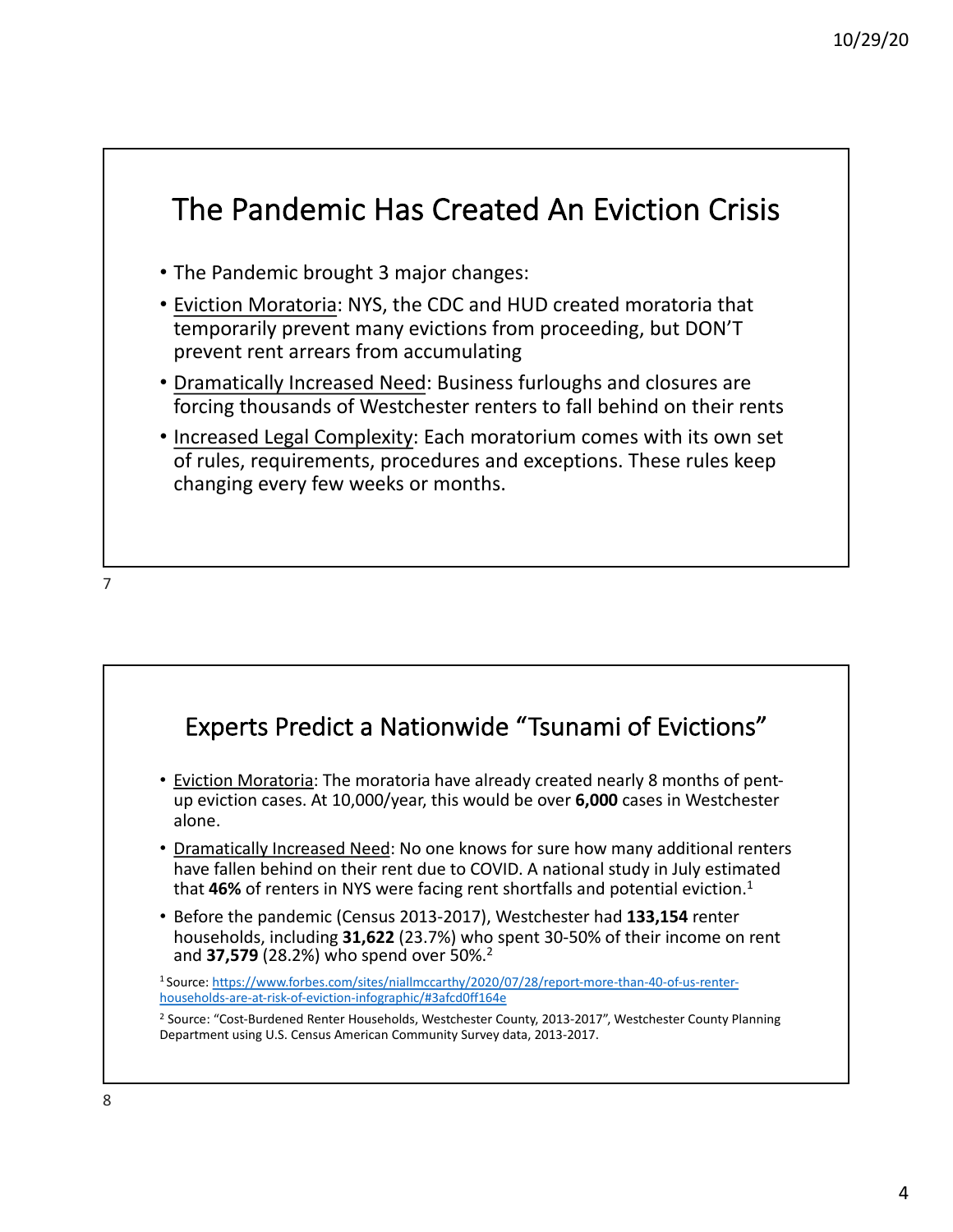## The Pandemic Has Created An Eviction Crisis

- The Pandemic brought 3 major changes:
- Eviction Moratoria: NYS, the CDC and HUD created moratoria that temporarily prevent many evictions from proceeding, but DON'T prevent rent arrears from accumulating
- Dramatically Increased Need: Business furloughs and closures are forcing thousands of Westchester renters to fall behind on their rents
- Increased Legal Complexity: Each moratorium comes with its own set of rules, requirements, procedures and exceptions. These rules keep changing every few weeks or months.

## Experts Predict a Nationwide "Tsunami of Evictions"

- Eviction Moratoria: The moratoria have already created nearly 8 months of pent-up eviction cases. At 10,000/year, this would be over **6,000** cases in Westchester alone.
- Dramatically Increased Need: No one knows for sure how many additional renters have fallen behind on their rent due to COVID. A national study in July estimated that **46%** of renters in NYS were facing rent shortfalls and potential eviction.[1]
- Before the pandemic (Census 2013-2017), Westchester had **133,154** renter households, including **31,622** (23.7%) who spent 30-50% of their income on rent and **37,579** (28.2%) who spend over 50%.[2]

[1] Source: https://www.forbes.com/sites/niallmccarthy/2020/07/28/report-more-than-40-of-us-renter-households-are-at-risk-of-eviction-infographic/#3afcd0ff164e

[2] Source: "Cost-Burdened Renter Households, Westchester County, 2013-2017", Westchester County Planning Department using U.S. Census American Community Survey data, 2013-2017.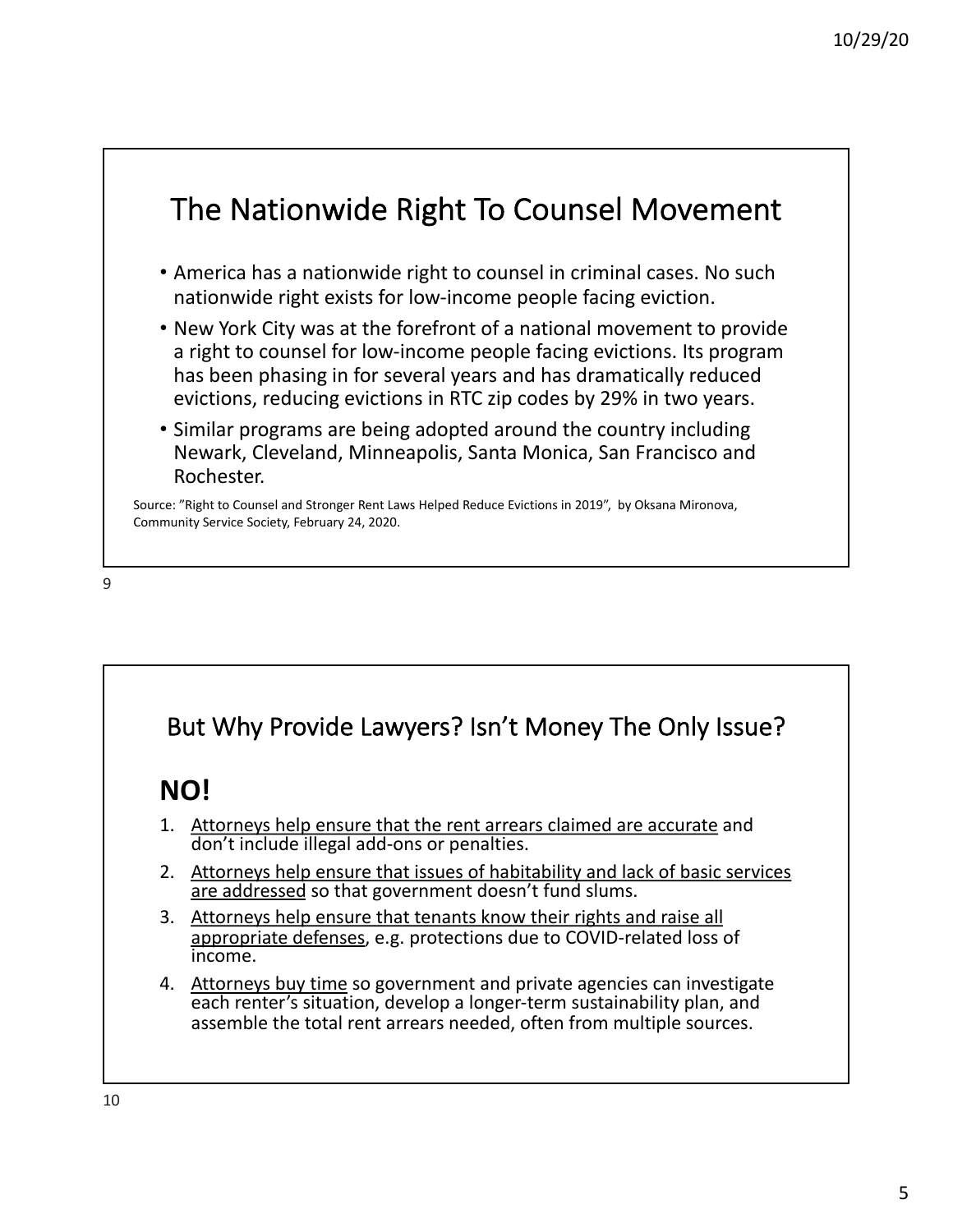## The Nationwide Right To Counsel Movement

- America has a nationwide right to counsel in criminal cases. No such nationwide right exists for low-income people facing eviction.
- New York City was at the forefront of a national movement to provide a right to counsel for low-income people facing evictions. Its program has been phasing in for several years and has dramatically reduced evictions, reducing evictions in RTC zip codes by 29% in two years.
- Similar programs are being adopted around the country including Newark, Cleveland, Minneapolis, Santa Monica, San Francisco and Rochester.

Source: "Right to Counsel and Stronger Rent Laws Helped Reduce Evictions in 2019", by Oksana Mironova, Community Service Society, February 24, 2020.

## But Why Provide Lawyers? Isn't Money The Only Issue?

**NO!**

1. Attorneys help ensure that the rent arrears claimed are accurate and don't include illegal add-ons or penalties.
2. Attorneys help ensure that issues of habitability and lack of basic services are addressed so that government doesn't fund slums.
3. Attorneys help ensure that tenants know their rights and raise all appropriate defenses, e.g. protections due to COVID-related loss of income.
4. Attorneys buy time so government and private agencies can investigate each renter's situation, develop a longer-term sustainability plan, and assemble the total rent arrears needed, often from multiple sources.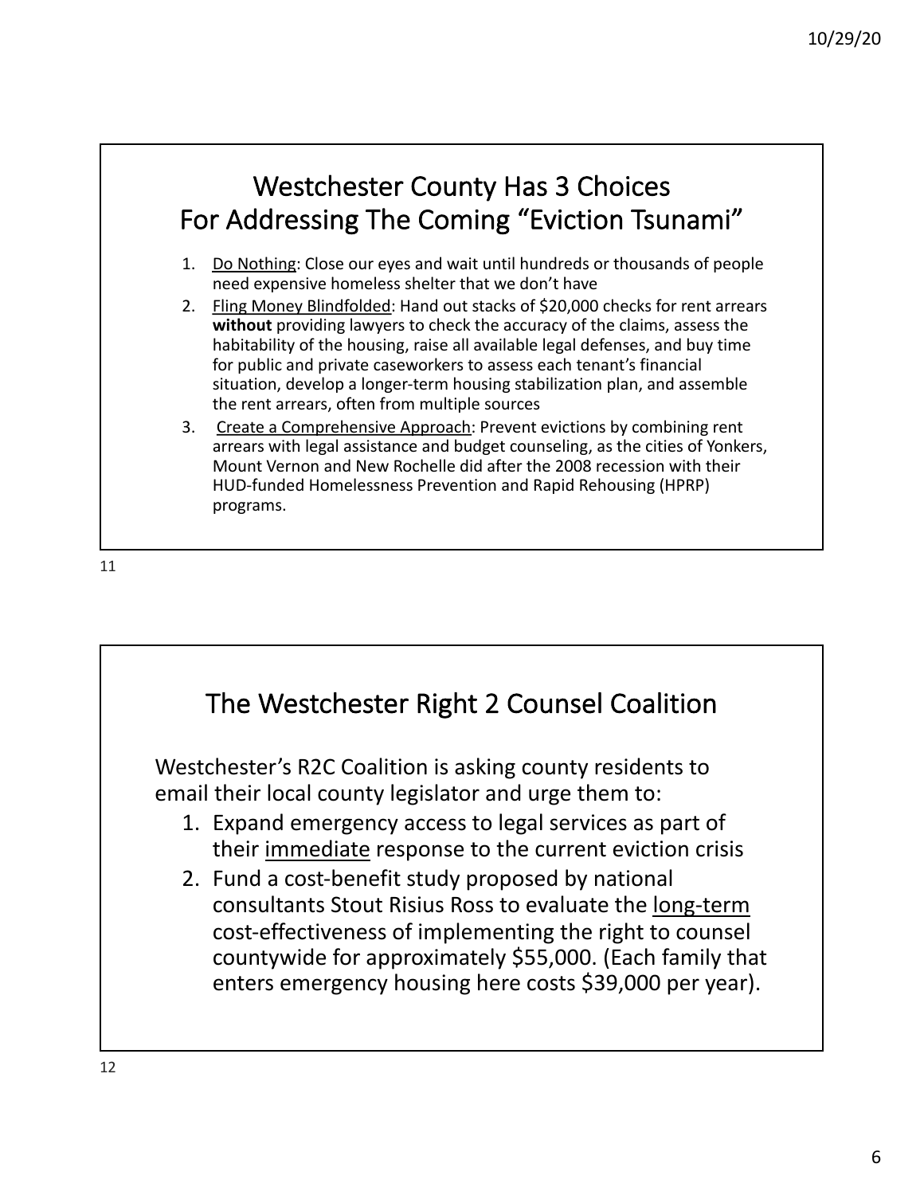# Westchester County Has 3 Choices For Addressing The Coming "Eviction Tsunami"

1. Do Nothing: Close our eyes and wait until hundreds or thousands of people need expensive homeless shelter that we don't have
2. Fling Money Blindfolded: Hand out stacks of $20,000 checks for rent arrears **without** providing lawyers to check the accuracy of the claims, assess the habitability of the housing, raise all available legal defenses, and buy time for public and private caseworkers to assess each tenant's financial situation, develop a longer-term housing stabilization plan, and assemble the rent arrears, often from multiple sources
3. Create a Comprehensive Approach: Prevent evictions by combining rent arrears with legal assistance and budget counseling, as the cities of Yonkers, Mount Vernon and New Rochelle did after the 2008 recession with their HUD-funded Homelessness Prevention and Rapid Rehousing (HPRP) programs.

# The Westchester Right 2 Counsel Coalition

Westchester's R2C Coalition is asking county residents to email their local county legislator and urge them to:

1. Expand emergency access to legal services as part of their immediate response to the current eviction crisis
2. Fund a cost-benefit study proposed by national consultants Stout Risius Ross to evaluate the long-term cost-effectiveness of implementing the right to counsel countywide for approximately $55,000. (Each family that enters emergency housing here costs $39,000 per year).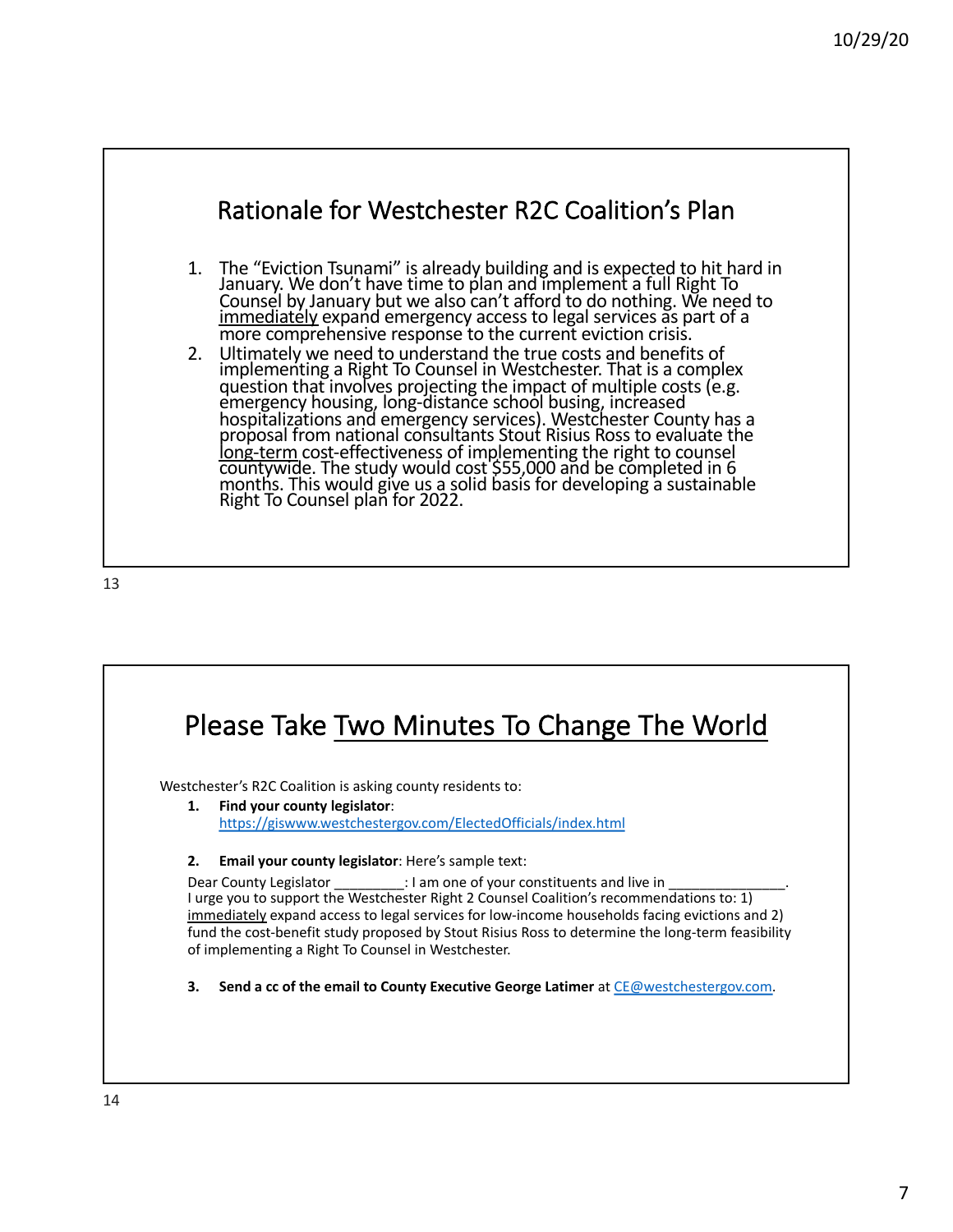## Rationale for Westchester R2C Coalition's Plan

1. The "Eviction Tsunami" is already building and is expected to hit hard in January. We don't have time to plan and implement a full Right To Counsel by January but we also can't afford to do nothing. We need to immediately expand emergency access to legal services as part of a more comprehensive response to the current eviction crisis.
2. Ultimately we need to understand the true costs and benefits of implementing a Right To Counsel in Westchester. That is a complex question that involves projecting the impact of multiple costs (e.g. emergency housing, long-distance school busing, increased hospitalizations and emergency services). Westchester County has a proposal from national consultants Stout Risius Ross to evaluate the long-term cost-effectiveness of implementing the right to counsel countywide. The study would cost $55,000 and be completed in 6 months. This would give us a solid basis for developing a sustainable Right To Counsel plan for 2022.

## Please Take Two Minutes To Change The World

Westchester's R2C Coalition is asking county residents to:

1. **Find your county legislator**: https://giswww.westchestergov.com/ElectedOfficials/index.html
2. **Email your county legislator**: Here's sample text:

   Dear County Legislator _________: I am one of your constituents and live in _______________. I urge you to support the Westchester Right 2 Counsel Coalition's recommendations to: 1) immediately expand access to legal services for low-income households facing evictions and 2) fund the cost-benefit study proposed by Stout Risius Ross to determine the long-term feasibility of implementing a Right To Counsel in Westchester.

3. **Send a cc of the email to County Executive George Latimer** at CE@westchestergov.com.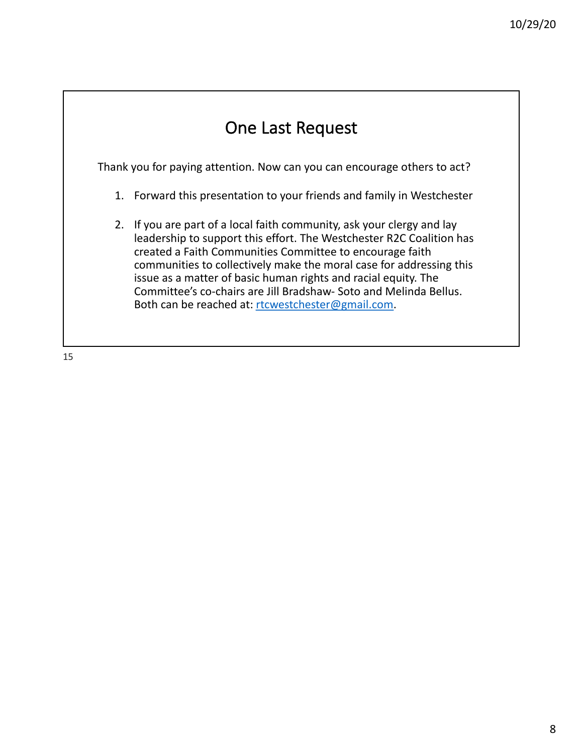## One Last Request

Thank you for paying attention. Now can you can encourage others to act?

1. Forward this presentation to your friends and family in Westchester

2. If you are part of a local faith community, ask your clergy and lay leadership to support this effort. The Westchester R2C Coalition has created a Faith Communities Committee to encourage faith communities to collectively make the moral case for addressing this issue as a matter of basic human rights and racial equity. The Committee's co-chairs are Jill Bradshaw- Soto and Melinda Bellus. Both can be reached at: rtcwestchester@gmail.com.